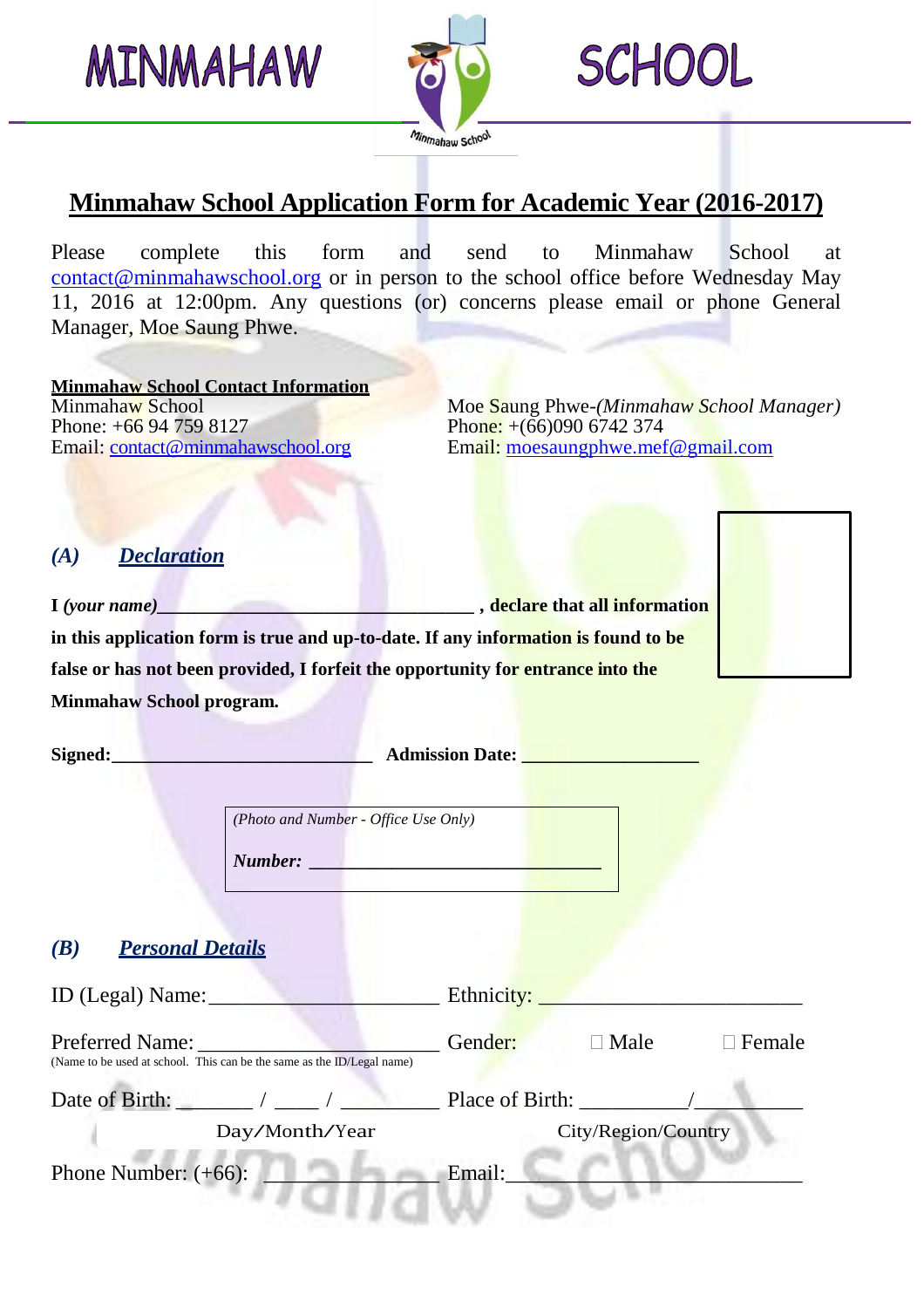MINMAHAW SCHOOL

# Minmahaw School Application Form for Academic Year (2016-2017)

Please complete this form and send to Minmahaw School at contact@minmahawschool.org or in person to the school office before Wednesday May 11, 2016 at 12:00pm. Any questions (or) concerns please email or phone General Manager, Moe Saung Phwe.

**Minmahaw School Contact Information**

Minmahaw School
Phone: +66 94 759 8127
Email: contact@minmahawschool.org

Moe Saung Phwe-*(Minmahaw School Manager)*
Phone: +(66)090 6742 374
Email: moesaungphwe.mef@gmail.com

## *(A) Declaration*

**I *(your name)*________________________________ , declare that all information in this application form is true and up-to-date. If any information is found to be false or has not been provided, I forfeit the opportunity for entrance into the Minmahaw School program.**

**Signed:**___________________________ **Admission Date:** __________________

*(Photo and Number - Office Use Only)*

***Number:*** ______________________________

## *(B) Personal Details*

ID (Legal) Name:______________________ Ethnicity: ________________________

Preferred Name: ______________________ Gender: ☐ Male ☐ Female
(Name to be used at school. This can be the same as the ID/Legal name)

Date of Birth: ______ / ____ / _________ Place of Birth: _________/_________
Day/Month/Year City/Region/Country

Phone Number: (+66): ___________ Email:_________________________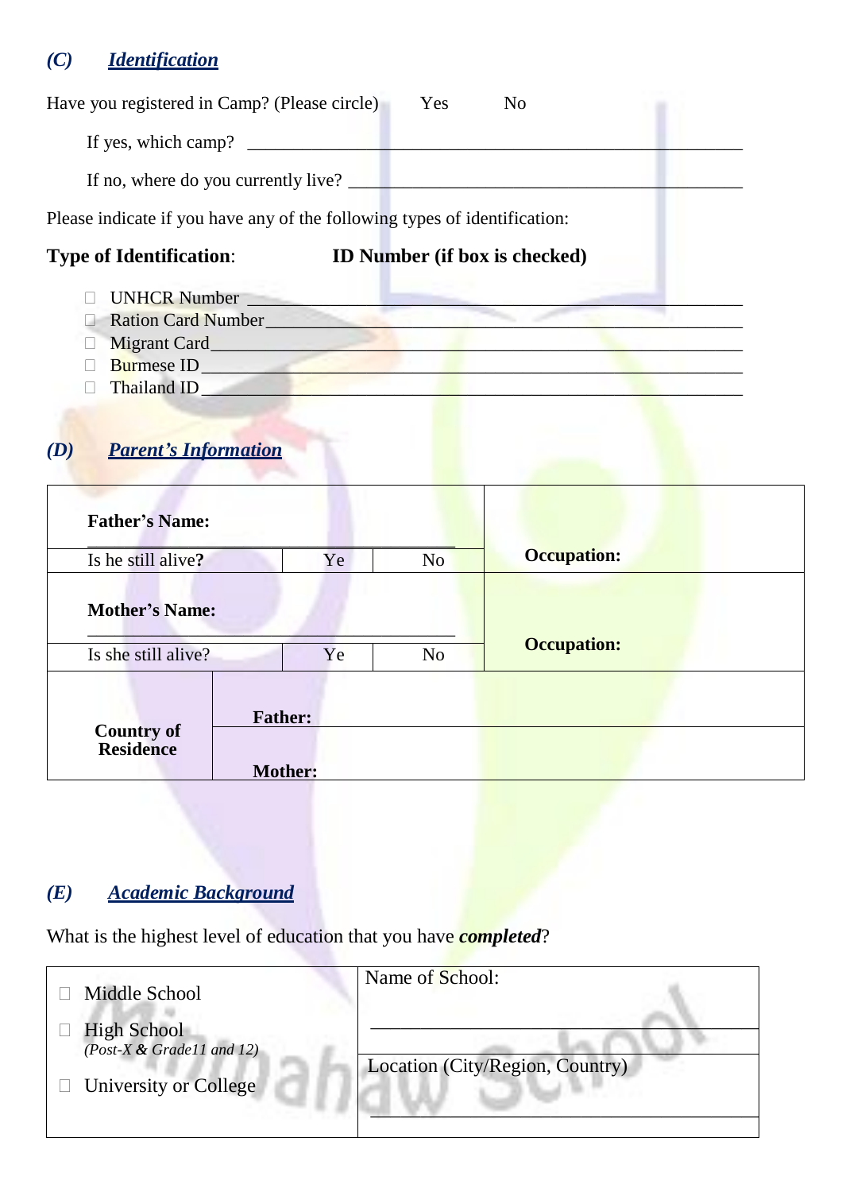## *(C)* ***Identification***

Have you registered in Camp? (Please circle)     Yes     No

If yes, which camp? ______________________________________________________

If no, where do you currently live? ________________________________________

Please indicate if you have any of the following types of identification:

**Type of Identification**:     **ID Number (if box is checked)**

- ☐ UNHCR Number ______________________________________________
- ☐ Ration Card Number___________________________________________
- ☐ Migrant Card________________________________________________
- ☐ Burmese ID_________________________________________________
- ☐ Thailand ID_________________________________________________

## *(D)* ***Parent's Information***

| **Father's Name:** ________________________ | | | **Occupation:** |
|---|---|---|---|
| Is he still alive**?** | Ye | No | |
| **Mother's Name:** ________________________ | | | **Occupation:** |
| Is she still alive? | Ye | No | |
| **Country of Residence** | **Father:** | | |
| | **Mother:** | | |

## *(E)* ***Academic Background***

What is the highest level of education that you have ***completed***?

| | |
|---|---|
| ☐ Middle School | Name of School: ________________________ |
| ☐ High School *(Post-X & Grade11 and 12)* | Location (City/Region, Country) ________________________ |
| ☐ University or College | |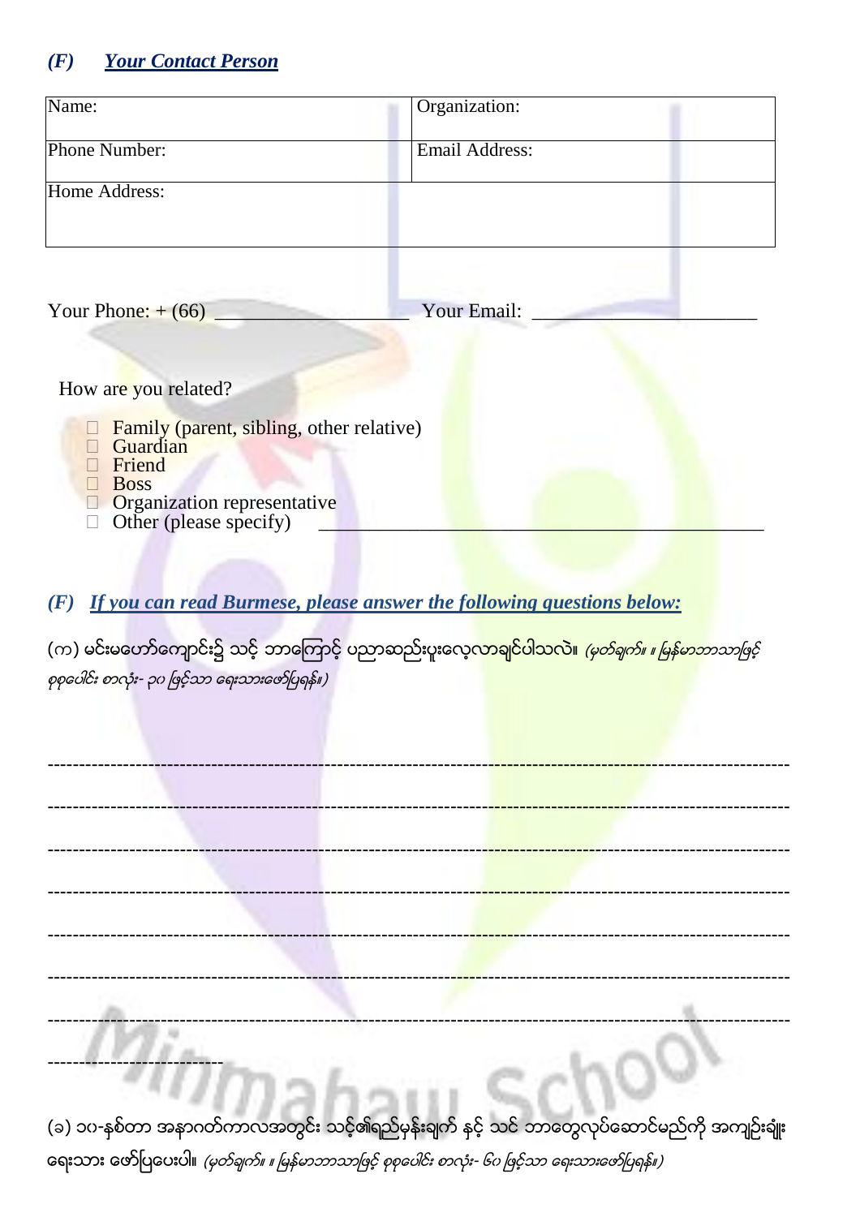## *(F) Your Contact Person*

| Name: | Organization: |
|---|---|
| Phone Number: | Email Address: |
| Home Address: | |

Your Phone: + (66) ____________________ Your Email: ______________________

How are you related?

- ☐ Family (parent, sibling, other relative)
- ☐ Guardian
- ☐ Friend
- ☐ Boss
- ☐ Organization representative
- ☐ Other (please specify) ________________________________________

## *(F) If you can read Burmese, please answer the following questions below:*

(က) မင်းမဟော်ကျောင်း၌ သင့် ဘာကြောင့် ပညာဆည်းပူးလေ့လာချင်ပါသလဲ။ *(မှတ်ချက်။ ။ မြန်မာဘာသာဖြင့် စုစုပေါင်း စာလုံး- ၃၀ ဖြင့်သာ ရေးသားဖော်ပြရန်။)*

------------------------------------------------------------------------------------------------------------

------------------------------------------------------------------------------------------------------------

------------------------------------------------------------------------------------------------------------

------------------------------------------------------------------------------------------------------------

------------------------------------------------------------------------------------------------------------

------------------------------------------------------------------------------------------------------------

------------------------------------------------------------------------------------------------------------

----------------------------

(ခ) ၁၀-နှစ်တာ အနာဂတ်ကာလအတွင်း သင့်၏ရည်မှန်းချက် နှင့် သင် ဘာတွေလုပ်ဆောင်မည်ကို အကျဉ်းချုံး ရေးသား ဖော်ပြပေးပါ။ *(မှတ်ချက်။ ။ မြန်မာဘာသာဖြင့် စုစုပေါင်း စာလုံး- ၆၀ ဖြင့်သာ ရေးသားဖော်ပြရန်။)*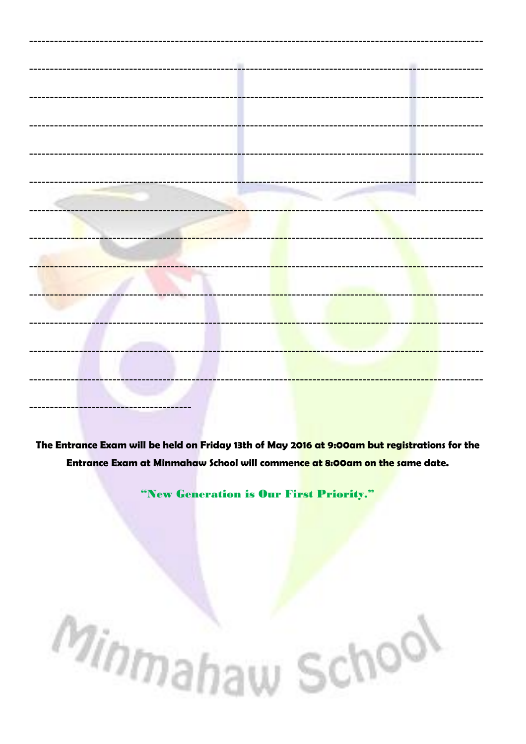----------------------------------------------------------------------------------------------------------------

----------------------------------------------------------------------------------------------------------------

----------------------------------------------------------------------------------------------------------------

----------------------------------------------------------------------------------------------------------------

----------------------------------------------------------------------------------------------------------------

----------------------------------------------------------------------------------------------------------------

----------------------------------------------------------------------------------------------------------------

----------------------------------------------------------------------------------------------------------------

----------------------------------------------------------------------------------------------------------------

----------------------------------------------------------------------------------------------------------------

----------------------------------------------------------------------------------------------------------------

----------------------------------------------------------------------------------------------------------------

----------------------------------------------------------------------------------------------------------------

--------------------------------------

**The Entrance Exam will be held on Friday 13th of May 2016 at 9:00am but registrations for the Entrance Exam at Minmahaw School will commence at 8:00am on the same date.**

**"New Generation is Our First Priority."**